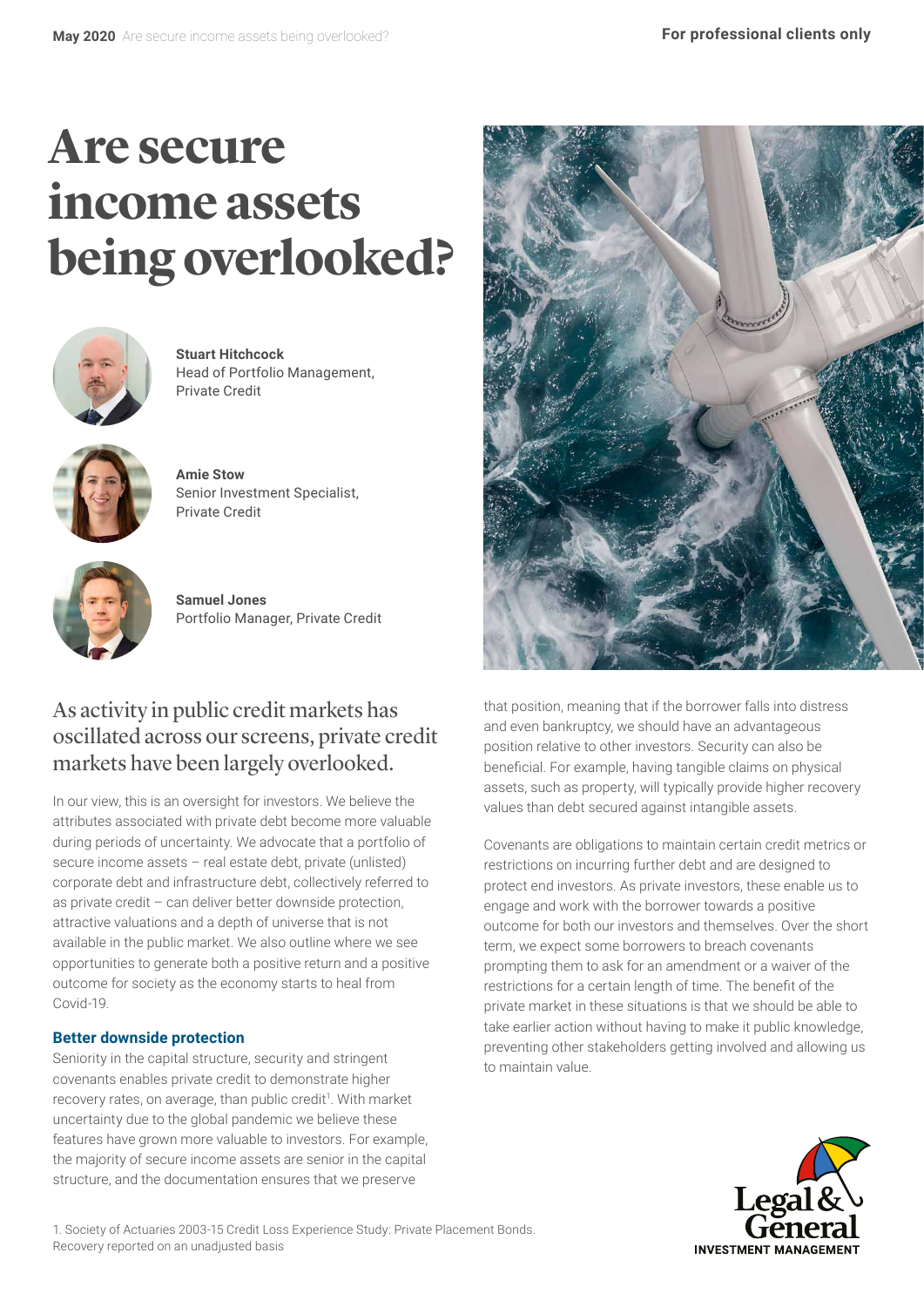# Are secure income assets being overlooked?

**Stuart Hitchcock**
Head of Portfolio Management, Private Credit

**Amie Stow**
Senior Investment Specialist, Private Credit

**Samuel Jones**
Portfolio Manager, Private Credit

## As activity in public credit markets has oscillated across our screens, private credit markets have been largely overlooked.

In our view, this is an oversight for investors. We believe the attributes associated with private debt become more valuable during periods of uncertainty. We advocate that a portfolio of secure income assets – real estate debt, private (unlisted) corporate debt and infrastructure debt, collectively referred to as private credit – can deliver better downside protection, attractive valuations and a depth of universe that is not available in the public market. We also outline where we see opportunities to generate both a positive return and a positive outcome for society as the economy starts to heal from Covid-19.

### Better downside protection

Seniority in the capital structure, security and stringent covenants enables private credit to demonstrate higher recovery rates, on average, than public credit[1]. With market uncertainty due to the global pandemic we believe these features have grown more valuable to investors. For example, the majority of secure income assets are senior in the capital structure, and the documentation ensures that we preserve that position, meaning that if the borrower falls into distress and even bankruptcy, we should have an advantageous position relative to other investors. Security can also be beneficial. For example, having tangible claims on physical assets, such as property, will typically provide higher recovery values than debt secured against intangible assets.

Covenants are obligations to maintain certain credit metrics or restrictions on incurring further debt and are designed to protect end investors. As private investors, these enable us to engage and work with the borrower towards a positive outcome for both our investors and themselves. Over the short term, we expect some borrowers to breach covenants prompting them to ask for an amendment or a waiver of the restrictions for a certain length of time. The benefit of the private market in these situations is that we should be able to take earlier action without having to make it public knowledge, preventing other stakeholders getting involved and allowing us to maintain value.

1. Society of Actuaries 2003-15 Credit Loss Experience Study: Private Placement Bonds. Recovery reported on an unadjusted basis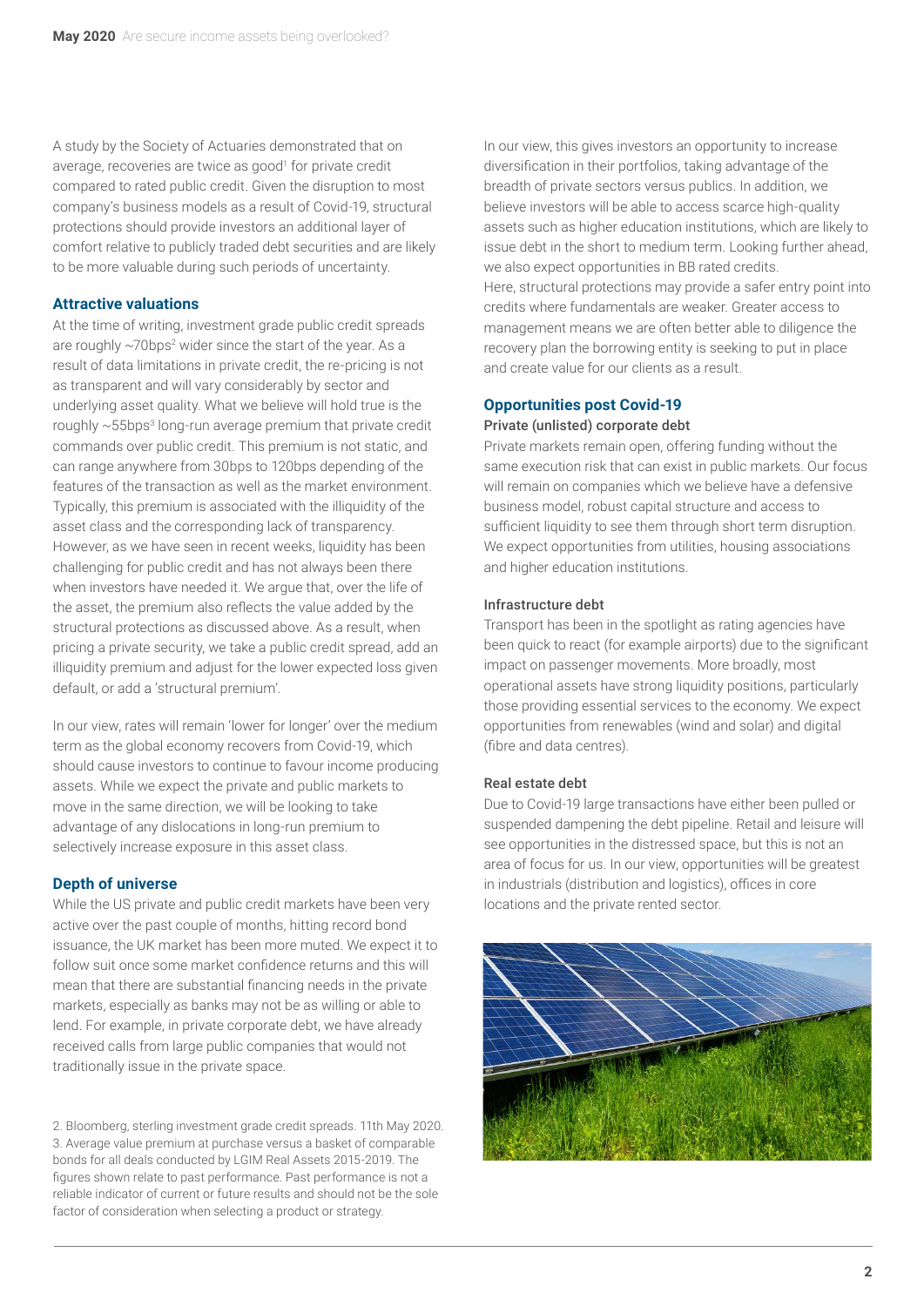A study by the Society of Actuaries demonstrated that on average, recoveries are twice as good[1] for private credit compared to rated public credit. Given the disruption to most company's business models as a result of Covid-19, structural protections should provide investors an additional layer of comfort relative to publicly traded debt securities and are likely to be more valuable during such periods of uncertainty.

## Attractive valuations

At the time of writing, investment grade public credit spreads are roughly ~70bps[2] wider since the start of the year. As a result of data limitations in private credit, the re-pricing is not as transparent and will vary considerably by sector and underlying asset quality. What we believe will hold true is the roughly ~55bps[3] long-run average premium that private credit commands over public credit. This premium is not static, and can range anywhere from 30bps to 120bps depending of the features of the transaction as well as the market environment. Typically, this premium is associated with the illiquidity of the asset class and the corresponding lack of transparency. However, as we have seen in recent weeks, liquidity has been challenging for public credit and has not always been there when investors have needed it. We argue that, over the life of the asset, the premium also reflects the value added by the structural protections as discussed above. As a result, when pricing a private security, we take a public credit spread, add an illiquidity premium and adjust for the lower expected loss given default, or add a 'structural premium'.

In our view, rates will remain 'lower for longer' over the medium term as the global economy recovers from Covid-19, which should cause investors to continue to favour income producing assets. While we expect the private and public markets to move in the same direction, we will be looking to take advantage of any dislocations in long-run premium to selectively increase exposure in this asset class.

## Depth of universe

While the US private and public credit markets have been very active over the past couple of months, hitting record bond issuance, the UK market has been more muted. We expect it to follow suit once some market confidence returns and this will mean that there are substantial financing needs in the private markets, especially as banks may not be as willing or able to lend. For example, in private corporate debt, we have already received calls from large public companies that would not traditionally issue in the private space.

In our view, this gives investors an opportunity to increase diversification in their portfolios, taking advantage of the breadth of private sectors versus publics. In addition, we believe investors will be able to access scarce high-quality assets such as higher education institutions, which are likely to issue debt in the short to medium term. Looking further ahead, we also expect opportunities in BB rated credits. Here, structural protections may provide a safer entry point into credits where fundamentals are weaker. Greater access to management means we are often better able to diligence the recovery plan the borrowing entity is seeking to put in place and create value for our clients as a result.

## Opportunities post Covid-19

### Private (unlisted) corporate debt

Private markets remain open, offering funding without the same execution risk that can exist in public markets. Our focus will remain on companies which we believe have a defensive business model, robust capital structure and access to sufficient liquidity to see them through short term disruption. We expect opportunities from utilities, housing associations and higher education institutions.

### Infrastructure debt

Transport has been in the spotlight as rating agencies have been quick to react (for example airports) due to the significant impact on passenger movements. More broadly, most operational assets have strong liquidity positions, particularly those providing essential services to the economy. We expect opportunities from renewables (wind and solar) and digital (fibre and data centres).

### Real estate debt

Due to Covid-19 large transactions have either been pulled or suspended dampening the debt pipeline. Retail and leisure will see opportunities in the distressed space, but this is not an area of focus for us. In our view, opportunities will be greatest in industrials (distribution and logistics), offices in core locations and the private rented sector.

2. Bloomberg, sterling investment grade credit spreads. 11th May 2020.
3. Average value premium at purchase versus a basket of comparable bonds for all deals conducted by LGIM Real Assets 2015-2019. The figures shown relate to past performance. Past performance is not a reliable indicator of current or future results and should not be the sole factor of consideration when selecting a product or strategy.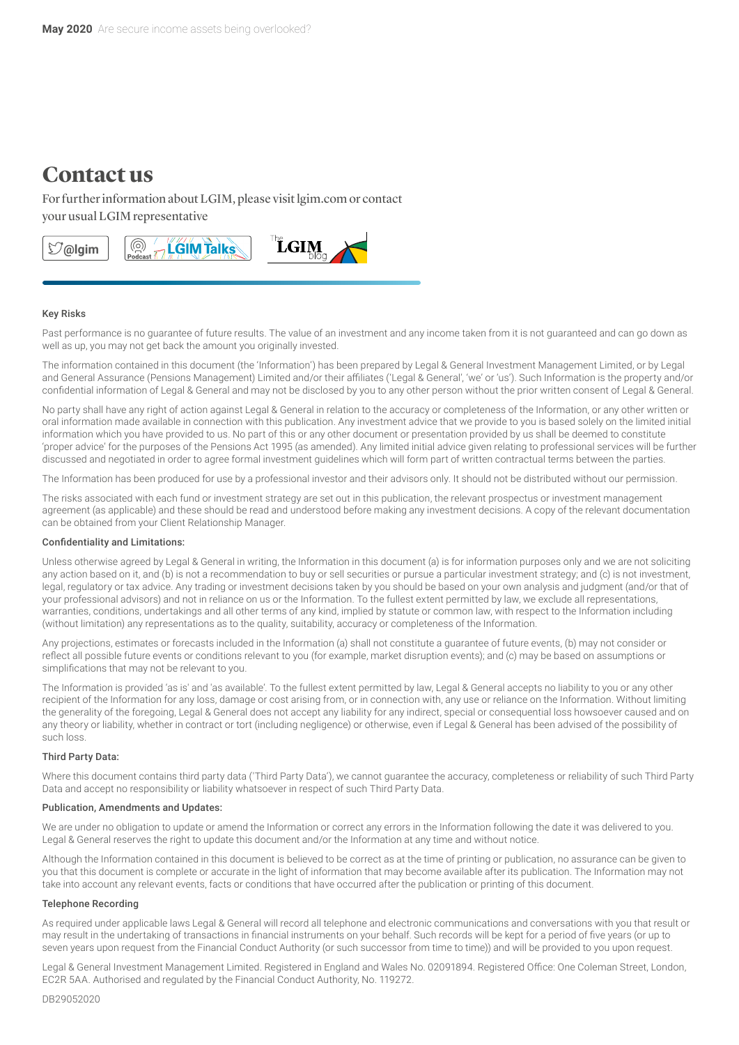# Contact us

For further information about LGIM, please visit lgim.com or contact your usual LGIM representative

@lgim

Podcast LGIM Talks

The LGIM blog

#### Key Risks

Past performance is no guarantee of future results. The value of an investment and any income taken from it is not guaranteed and can go down as well as up, you may not get back the amount you originally invested.

The information contained in this document (the 'Information') has been prepared by Legal & General Investment Management Limited, or by Legal and General Assurance (Pensions Management) Limited and/or their affiliates ('Legal & General', 'we' or 'us'). Such Information is the property and/or confidential information of Legal & General and may not be disclosed by you to any other person without the prior written consent of Legal & General.

No party shall have any right of action against Legal & General in relation to the accuracy or completeness of the Information, or any other written or oral information made available in connection with this publication. Any investment advice that we provide to you is based solely on the limited initial information which you have provided to us. No part of this or any other document or presentation provided by us shall be deemed to constitute 'proper advice' for the purposes of the Pensions Act 1995 (as amended). Any limited initial advice given relating to professional services will be further discussed and negotiated in order to agree formal investment guidelines which will form part of written contractual terms between the parties.

The Information has been produced for use by a professional investor and their advisors only. It should not be distributed without our permission.

The risks associated with each fund or investment strategy are set out in this publication, the relevant prospectus or investment management agreement (as applicable) and these should be read and understood before making any investment decisions. A copy of the relevant documentation can be obtained from your Client Relationship Manager.

#### Confidentiality and Limitations:

Unless otherwise agreed by Legal & General in writing, the Information in this document (a) is for information purposes only and we are not soliciting any action based on it, and (b) is not a recommendation to buy or sell securities or pursue a particular investment strategy; and (c) is not investment, legal, regulatory or tax advice. Any trading or investment decisions taken by you should be based on your own analysis and judgment (and/or that of your professional advisors) and not in reliance on us or the Information. To the fullest extent permitted by law, we exclude all representations, warranties, conditions, undertakings and all other terms of any kind, implied by statute or common law, with respect to the Information including (without limitation) any representations as to the quality, suitability, accuracy or completeness of the Information.

Any projections, estimates or forecasts included in the Information (a) shall not constitute a guarantee of future events, (b) may not consider or reflect all possible future events or conditions relevant to you (for example, market disruption events); and (c) may be based on assumptions or simplifications that may not be relevant to you.

The Information is provided 'as is' and 'as available'. To the fullest extent permitted by law, Legal & General accepts no liability to you or any other recipient of the Information for any loss, damage or cost arising from, or in connection with, any use or reliance on the Information. Without limiting the generality of the foregoing, Legal & General does not accept any liability for any indirect, special or consequential loss howsoever caused and on any theory or liability, whether in contract or tort (including negligence) or otherwise, even if Legal & General has been advised of the possibility of such loss.

#### Third Party Data:

Where this document contains third party data ('Third Party Data'), we cannot guarantee the accuracy, completeness or reliability of such Third Party Data and accept no responsibility or liability whatsoever in respect of such Third Party Data.

#### Publication, Amendments and Updates:

We are under no obligation to update or amend the Information or correct any errors in the Information following the date it was delivered to you. Legal & General reserves the right to update this document and/or the Information at any time and without notice.

Although the Information contained in this document is believed to be correct as at the time of printing or publication, no assurance can be given to you that this document is complete or accurate in the light of information that may become available after its publication. The Information may not take into account any relevant events, facts or conditions that have occurred after the publication or printing of this document.

#### Telephone Recording

As required under applicable laws Legal & General will record all telephone and electronic communications and conversations with you that result or may result in the undertaking of transactions in financial instruments on your behalf. Such records will be kept for a period of five years (or up to seven years upon request from the Financial Conduct Authority (or such successor from time to time)) and will be provided to you upon request.

Legal & General Investment Management Limited. Registered in England and Wales No. 02091894. Registered Office: One Coleman Street, London, EC2R 5AA. Authorised and regulated by the Financial Conduct Authority, No. 119272.

DB29052020